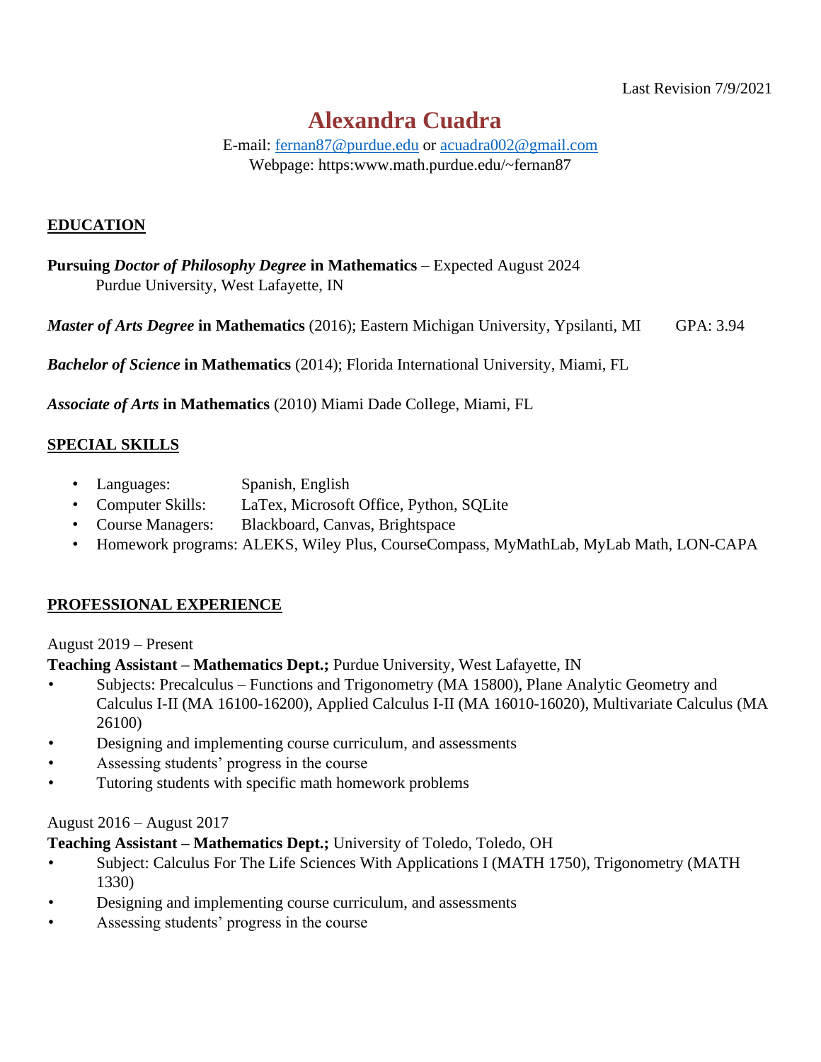Last Revision 7/9/2021

# Alexandra Cuadra

E-mail: fernan87@purdue.edu or acuadra002@gmail.com
Webpage: https:www.math.purdue.edu/~fernan87

## EDUCATION

**Pursuing *Doctor of Philosophy Degree* in Mathematics** – Expected August 2024
Purdue University, West Lafayette, IN

***Master of Arts Degree* in Mathematics** (2016); Eastern Michigan University, Ypsilanti, MI GPA: 3.94

***Bachelor of Science* in Mathematics** (2014); Florida International University, Miami, FL

***Associate of Arts* in Mathematics** (2010) Miami Dade College, Miami, FL

## SPECIAL SKILLS

- Languages: Spanish, English
- Computer Skills: LaTex, Microsoft Office, Python, SQLite
- Course Managers: Blackboard, Canvas, Brightspace
- Homework programs: ALEKS, Wiley Plus, CourseCompass, MyMathLab, MyLab Math, LON-CAPA

## PROFESSIONAL EXPERIENCE

August 2019 – Present
**Teaching Assistant – Mathematics Dept.;** Purdue University, West Lafayette, IN

- Subjects: Precalculus – Functions and Trigonometry (MA 15800), Plane Analytic Geometry and Calculus I-II (MA 16100-16200), Applied Calculus I-II (MA 16010-16020), Multivariate Calculus (MA 26100)
- Designing and implementing course curriculum, and assessments
- Assessing students' progress in the course
- Tutoring students with specific math homework problems

August 2016 – August 2017
**Teaching Assistant – Mathematics Dept.;** University of Toledo, Toledo, OH

- Subject: Calculus For The Life Sciences With Applications I (MATH 1750), Trigonometry (MATH 1330)
- Designing and implementing course curriculum, and assessments
- Assessing students' progress in the course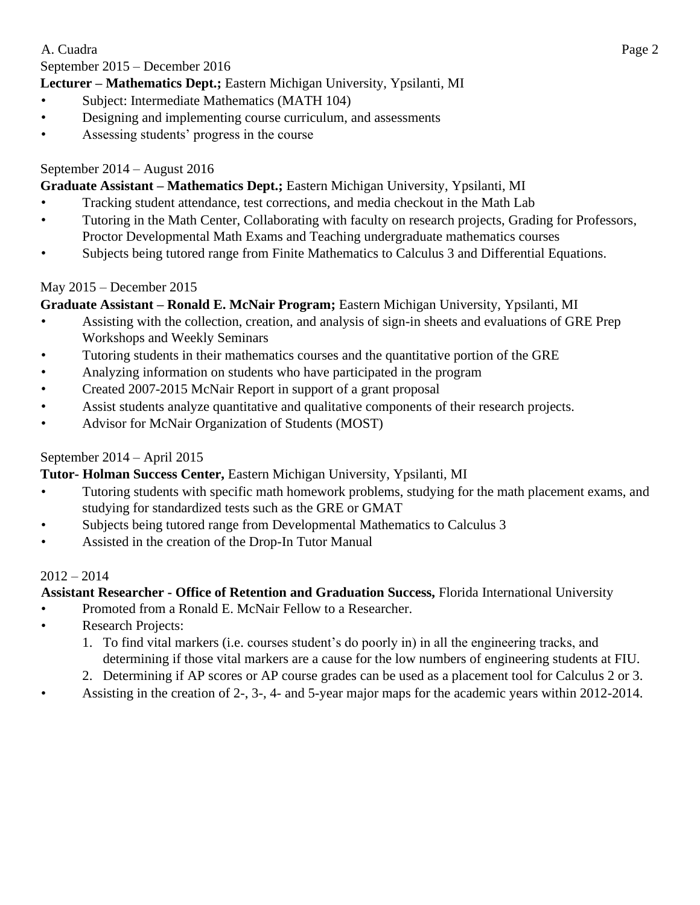September 2015 – December 2016

**Lecturer – Mathematics Dept.;** Eastern Michigan University, Ypsilanti, MI

- Subject: Intermediate Mathematics (MATH 104)
- Designing and implementing course curriculum, and assessments
- Assessing students' progress in the course

September 2014 – August 2016

**Graduate Assistant – Mathematics Dept.;** Eastern Michigan University, Ypsilanti, MI

- Tracking student attendance, test corrections, and media checkout in the Math Lab
- Tutoring in the Math Center, Collaborating with faculty on research projects, Grading for Professors, Proctor Developmental Math Exams and Teaching undergraduate mathematics courses
- Subjects being tutored range from Finite Mathematics to Calculus 3 and Differential Equations.

May 2015 – December 2015

**Graduate Assistant – Ronald E. McNair Program;** Eastern Michigan University, Ypsilanti, MI

- Assisting with the collection, creation, and analysis of sign-in sheets and evaluations of GRE Prep Workshops and Weekly Seminars
- Tutoring students in their mathematics courses and the quantitative portion of the GRE
- Analyzing information on students who have participated in the program
- Created 2007-2015 McNair Report in support of a grant proposal
- Assist students analyze quantitative and qualitative components of their research projects.
- Advisor for McNair Organization of Students (MOST)

September 2014 – April 2015

**Tutor- Holman Success Center,** Eastern Michigan University, Ypsilanti, MI

- Tutoring students with specific math homework problems, studying for the math placement exams, and studying for standardized tests such as the GRE or GMAT
- Subjects being tutored range from Developmental Mathematics to Calculus 3
- Assisted in the creation of the Drop-In Tutor Manual

2012 – 2014

**Assistant Researcher - Office of Retention and Graduation Success,** Florida International University

- Promoted from a Ronald E. McNair Fellow to a Researcher.
- Research Projects:
  1. To find vital markers (i.e. courses student's do poorly in) in all the engineering tracks, and determining if those vital markers are a cause for the low numbers of engineering students at FIU.
  2. Determining if AP scores or AP course grades can be used as a placement tool for Calculus 2 or 3.
- Assisting in the creation of 2-, 3-, 4- and 5-year major maps for the academic years within 2012-2014.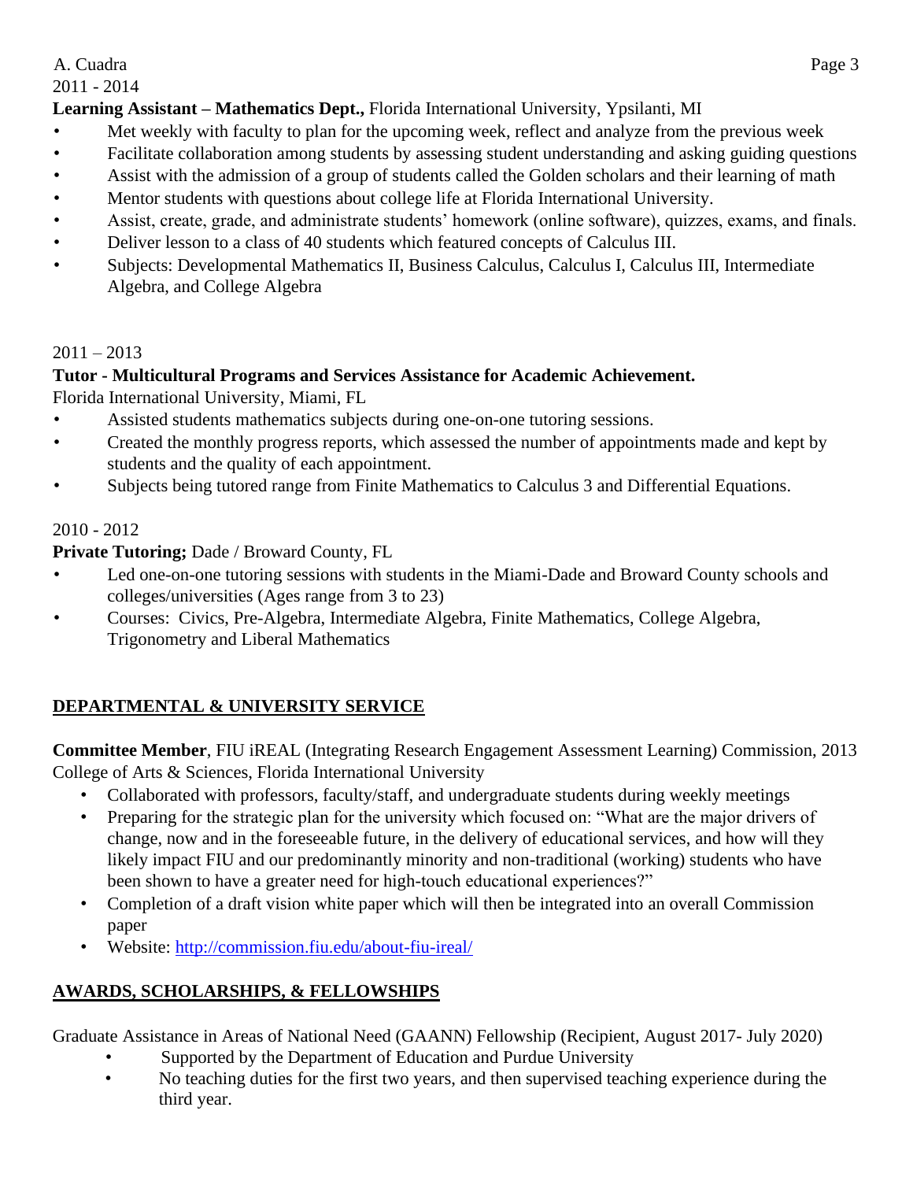2011 - 2014

**Learning Assistant – Mathematics Dept.,** Florida International University, Ypsilanti, MI

- Met weekly with faculty to plan for the upcoming week, reflect and analyze from the previous week
- Facilitate collaboration among students by assessing student understanding and asking guiding questions
- Assist with the admission of a group of students called the Golden scholars and their learning of math
- Mentor students with questions about college life at Florida International University.
- Assist, create, grade, and administrate students' homework (online software), quizzes, exams, and finals.
- Deliver lesson to a class of 40 students which featured concepts of Calculus III.
- Subjects: Developmental Mathematics II, Business Calculus, Calculus I, Calculus III, Intermediate Algebra, and College Algebra

2011 – 2013

**Tutor - Multicultural Programs and Services Assistance for Academic Achievement.**

Florida International University, Miami, FL

- Assisted students mathematics subjects during one-on-one tutoring sessions.
- Created the monthly progress reports, which assessed the number of appointments made and kept by students and the quality of each appointment.
- Subjects being tutored range from Finite Mathematics to Calculus 3 and Differential Equations.

2010 - 2012

**Private Tutoring;** Dade / Broward County, FL

- Led one-on-one tutoring sessions with students in the Miami-Dade and Broward County schools and colleges/universities (Ages range from 3 to 23)
- Courses: Civics, Pre-Algebra, Intermediate Algebra, Finite Mathematics, College Algebra, Trigonometry and Liberal Mathematics

## DEPARTMENTAL & UNIVERSITY SERVICE

**Committee Member**, FIU iREAL (Integrating Research Engagement Assessment Learning) Commission, 2013

College of Arts & Sciences, Florida International University

- Collaborated with professors, faculty/staff, and undergraduate students during weekly meetings
- Preparing for the strategic plan for the university which focused on: "What are the major drivers of change, now and in the foreseeable future, in the delivery of educational services, and how will they likely impact FIU and our predominantly minority and non-traditional (working) students who have been shown to have a greater need for high-touch educational experiences?"
- Completion of a draft vision white paper which will then be integrated into an overall Commission paper
- Website: [http://commission.fiu.edu/about-fiu-ireal/](http://commission.fiu.edu/about-fiu-ireal/)

## AWARDS, SCHOLARSHIPS, & FELLOWSHIPS

Graduate Assistance in Areas of National Need (GAANN) Fellowship (Recipient, August 2017- July 2020)

- Supported by the Department of Education and Purdue University
- No teaching duties for the first two years, and then supervised teaching experience during the third year.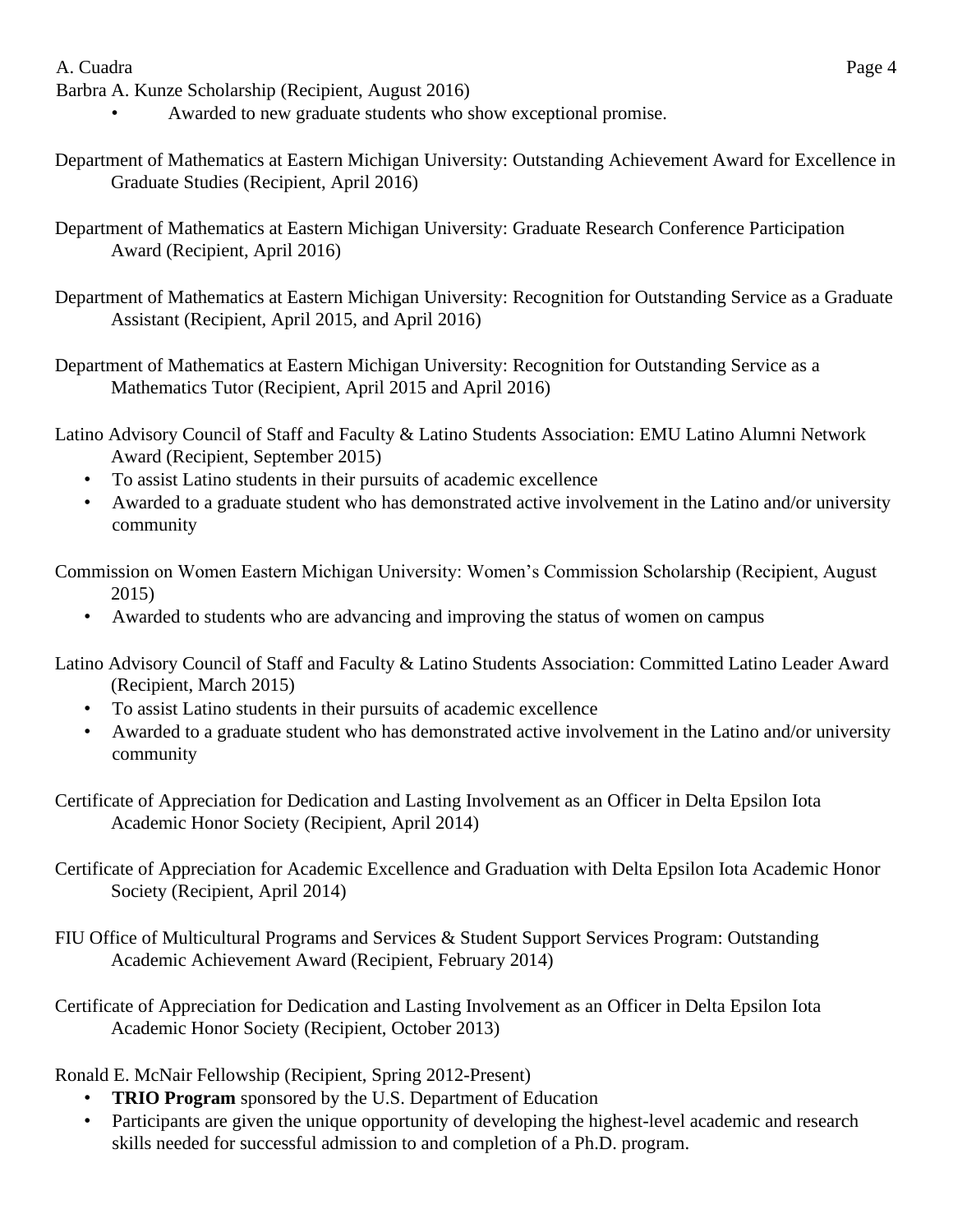Barbra A. Kunze Scholarship (Recipient, August 2016)

- Awarded to new graduate students who show exceptional promise.

Department of Mathematics at Eastern Michigan University: Outstanding Achievement Award for Excellence in Graduate Studies (Recipient, April 2016)

Department of Mathematics at Eastern Michigan University: Graduate Research Conference Participation Award (Recipient, April 2016)

Department of Mathematics at Eastern Michigan University: Recognition for Outstanding Service as a Graduate Assistant (Recipient, April 2015, and April 2016)

Department of Mathematics at Eastern Michigan University: Recognition for Outstanding Service as a Mathematics Tutor (Recipient, April 2015 and April 2016)

Latino Advisory Council of Staff and Faculty & Latino Students Association: EMU Latino Alumni Network Award (Recipient, September 2015)

- To assist Latino students in their pursuits of academic excellence
- Awarded to a graduate student who has demonstrated active involvement in the Latino and/or university community

Commission on Women Eastern Michigan University: Women's Commission Scholarship (Recipient, August 2015)

- Awarded to students who are advancing and improving the status of women on campus

Latino Advisory Council of Staff and Faculty & Latino Students Association: Committed Latino Leader Award (Recipient, March 2015)

- To assist Latino students in their pursuits of academic excellence
- Awarded to a graduate student who has demonstrated active involvement in the Latino and/or university community

Certificate of Appreciation for Dedication and Lasting Involvement as an Officer in Delta Epsilon Iota Academic Honor Society (Recipient, April 2014)

Certificate of Appreciation for Academic Excellence and Graduation with Delta Epsilon Iota Academic Honor Society (Recipient, April 2014)

FIU Office of Multicultural Programs and Services & Student Support Services Program: Outstanding Academic Achievement Award (Recipient, February 2014)

Certificate of Appreciation for Dedication and Lasting Involvement as an Officer in Delta Epsilon Iota Academic Honor Society (Recipient, October 2013)

Ronald E. McNair Fellowship (Recipient, Spring 2012-Present)

- **TRIO Program** sponsored by the U.S. Department of Education
- Participants are given the unique opportunity of developing the highest-level academic and research skills needed for successful admission to and completion of a Ph.D. program.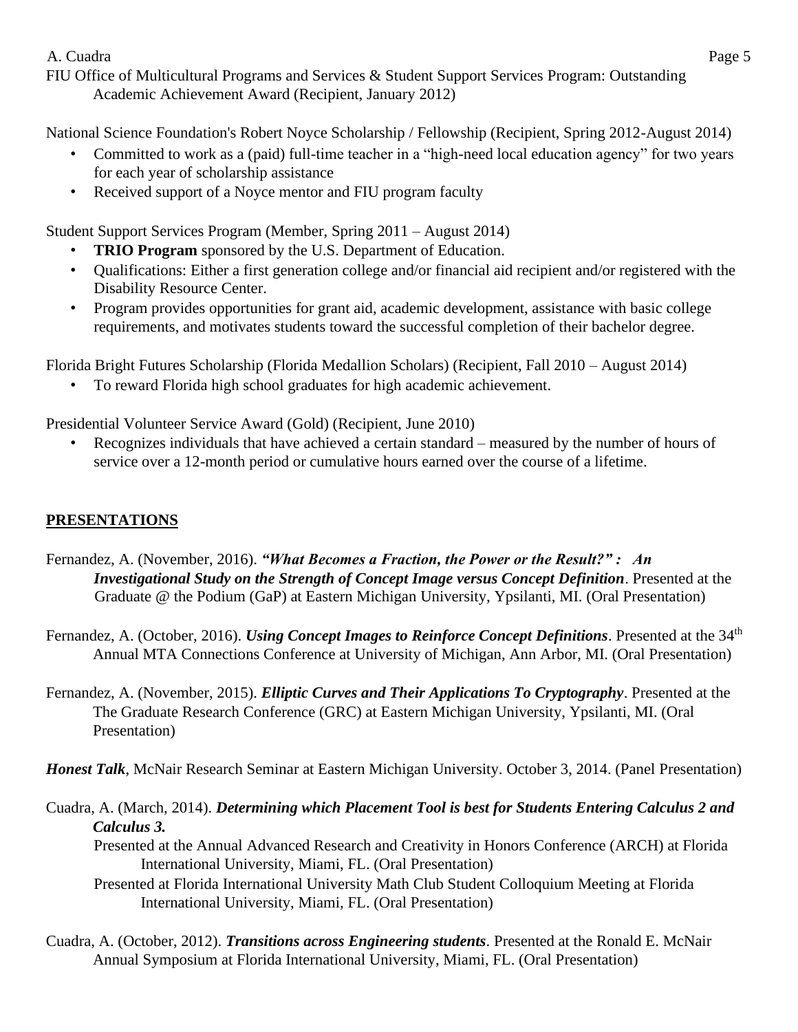FIU Office of Multicultural Programs and Services & Student Support Services Program: Outstanding Academic Achievement Award (Recipient, January 2012)

National Science Foundation's Robert Noyce Scholarship / Fellowship (Recipient, Spring 2012-August 2014)

- Committed to work as a (paid) full-time teacher in a "high-need local education agency" for two years for each year of scholarship assistance
- Received support of a Noyce mentor and FIU program faculty

Student Support Services Program (Member, Spring 2011 – August 2014)

- **TRIO Program** sponsored by the U.S. Department of Education.
- Qualifications: Either a first generation college and/or financial aid recipient and/or registered with the Disability Resource Center.
- Program provides opportunities for grant aid, academic development, assistance with basic college requirements, and motivates students toward the successful completion of their bachelor degree.

Florida Bright Futures Scholarship (Florida Medallion Scholars) (Recipient, Fall 2010 – August 2014)

- To reward Florida high school graduates for high academic achievement.

Presidential Volunteer Service Award (Gold) (Recipient, June 2010)

- Recognizes individuals that have achieved a certain standard – measured by the number of hours of service over a 12-month period or cumulative hours earned over the course of a lifetime.

## PRESENTATIONS

Fernandez, A. (November, 2016). ***"What Becomes a Fraction, the Power or the Result?" : An Investigational Study on the Strength of Concept Image versus Concept Definition***. Presented at the Graduate @ the Podium (GaP) at Eastern Michigan University, Ypsilanti, MI. (Oral Presentation)

Fernandez, A. (October, 2016). ***Using Concept Images to Reinforce Concept Definitions***. Presented at the 34th Annual MTA Connections Conference at University of Michigan, Ann Arbor, MI. (Oral Presentation)

Fernandez, A. (November, 2015). ***Elliptic Curves and Their Applications To Cryptography***. Presented at the The Graduate Research Conference (GRC) at Eastern Michigan University, Ypsilanti, MI. (Oral Presentation)

***Honest Talk***, McNair Research Seminar at Eastern Michigan University. October 3, 2014. (Panel Presentation)

Cuadra, A. (March, 2014). ***Determining which Placement Tool is best for Students Entering Calculus 2 and Calculus 3.***

Presented at the Annual Advanced Research and Creativity in Honors Conference (ARCH) at Florida International University, Miami, FL. (Oral Presentation)

Presented at Florida International University Math Club Student Colloquium Meeting at Florida International University, Miami, FL. (Oral Presentation)

Cuadra, A. (October, 2012). ***Transitions across Engineering students***. Presented at the Ronald E. McNair Annual Symposium at Florida International University, Miami, FL. (Oral Presentation)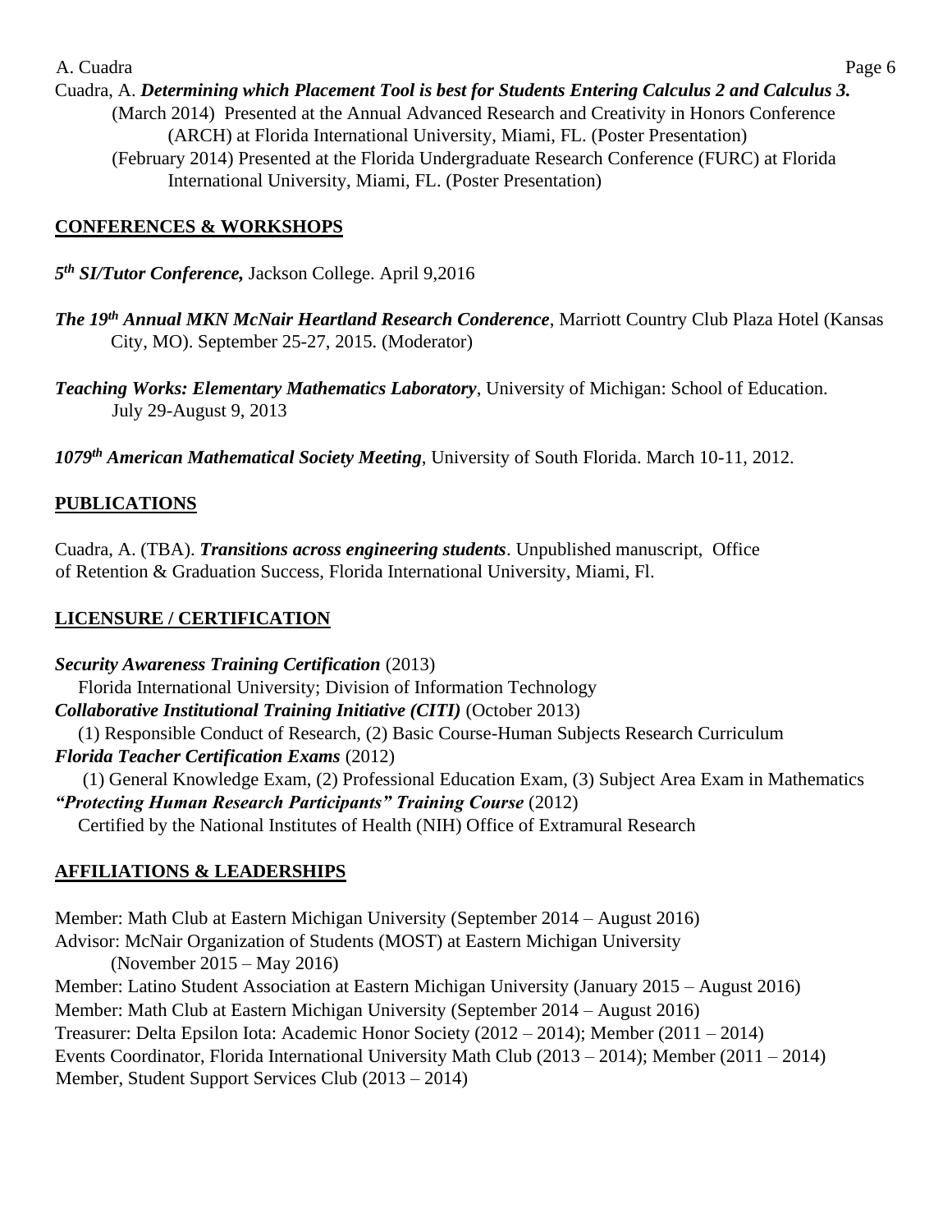Cuadra, A. ***Determining which Placement Tool is best for Students Entering Calculus 2 and Calculus 3.***
(March 2014) Presented at the Annual Advanced Research and Creativity in Honors Conference (ARCH) at Florida International University, Miami, FL. (Poster Presentation)
(February 2014) Presented at the Florida Undergraduate Research Conference (FURC) at Florida International University, Miami, FL. (Poster Presentation)

## CONFERENCES & WORKSHOPS

***5th SI/Tutor Conference,*** Jackson College. April 9,2016

***The 19th Annual MKN McNair Heartland Research Conderence***, Marriott Country Club Plaza Hotel (Kansas City, MO). September 25-27, 2015. (Moderator)

***Teaching Works: Elementary Mathematics Laboratory***, University of Michigan: School of Education. July 29-August 9, 2013

***1079th American Mathematical Society Meeting***, University of South Florida. March 10-11, 2012.

## PUBLICATIONS

Cuadra, A. (TBA). ***Transitions across engineering students***. Unpublished manuscript, Office of Retention & Graduation Success, Florida International University, Miami, Fl.

## LICENSURE / CERTIFICATION

***Security Awareness Training Certification*** (2013)
Florida International University; Division of Information Technology
***Collaborative Institutional Training Initiative (CITI)*** (October 2013)
(1) Responsible Conduct of Research, (2) Basic Course-Human Subjects Research Curriculum
***Florida Teacher Certification Exams*** (2012)
(1) General Knowledge Exam, (2) Professional Education Exam, (3) Subject Area Exam in Mathematics
***"Protecting Human Research Participants" Training Course*** (2012)
Certified by the National Institutes of Health (NIH) Office of Extramural Research

## AFFILIATIONS & LEADERSHIPS

Member: Math Club at Eastern Michigan University (September 2014 – August 2016)
Advisor: McNair Organization of Students (MOST) at Eastern Michigan University (November 2015 – May 2016)
Member: Latino Student Association at Eastern Michigan University (January 2015 – August 2016)
Member: Math Club at Eastern Michigan University (September 2014 – August 2016)
Treasurer: Delta Epsilon Iota: Academic Honor Society (2012 – 2014); Member (2011 – 2014)
Events Coordinator, Florida International University Math Club (2013 – 2014); Member (2011 – 2014)
Member, Student Support Services Club (2013 – 2014)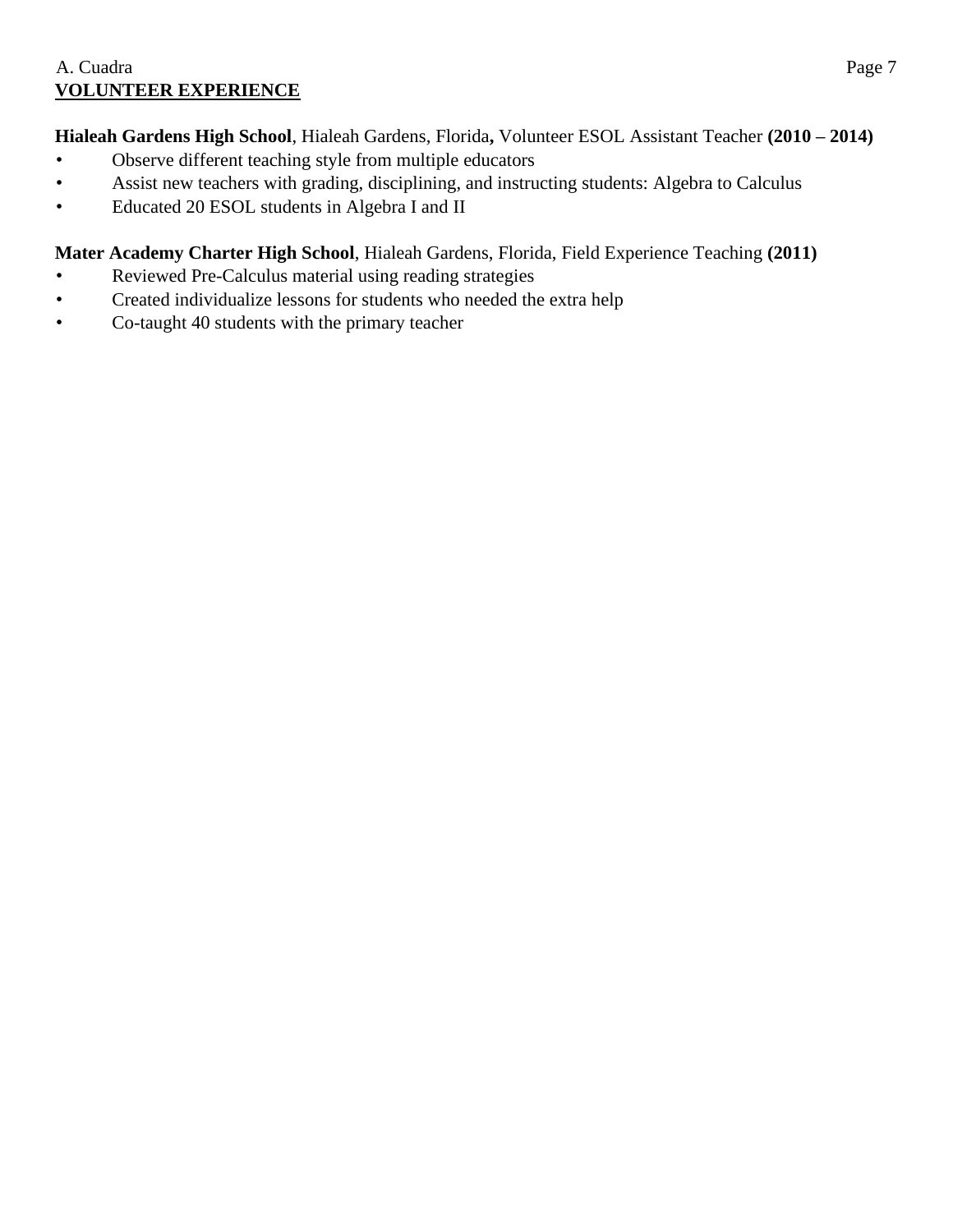## VOLUNTEER EXPERIENCE

**Hialeah Gardens High School**, Hialeah Gardens, Florida**,** Volunteer ESOL Assistant Teacher **(2010 – 2014)**

- Observe different teaching style from multiple educators
- Assist new teachers with grading, disciplining, and instructing students: Algebra to Calculus
- Educated 20 ESOL students in Algebra I and II

**Mater Academy Charter High School**, Hialeah Gardens, Florida, Field Experience Teaching **(2011)**

- Reviewed Pre-Calculus material using reading strategies
- Created individualize lessons for students who needed the extra help
- Co-taught 40 students with the primary teacher